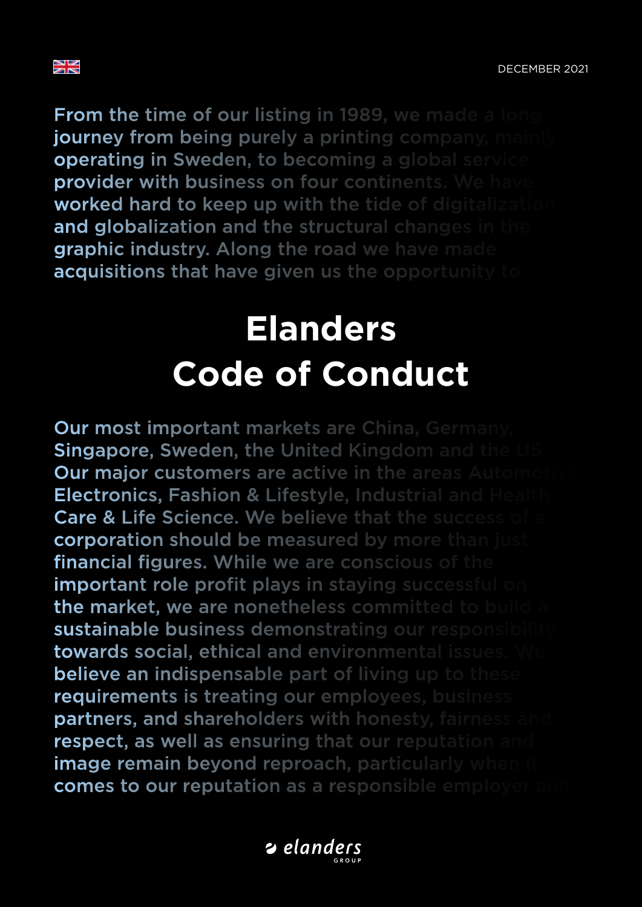DECEMBER 2021

From the time of our listing in 1989, we made a long journey from being purely a printing company, mainly operating in Sweden, to becoming a global service provider with business on four continents. We have worked hard to keep up with the tide of digitalization and globalization and the structural changes in the graphic industry. Along the road we have made acquisitions that have given us the opportunity to

# Elanders Code of Conduct

Our most important markets are China, Germany, Singapore, Sweden, the United Kingdom and the US. Our major customers are active in the areas Automotive, Electronics, Fashion & Lifestyle, Industrial and Health Care & Life Science. We believe that the success of a corporation should be measured by more than just financial figures. While we are conscious of the important role profit plays in staying successful on the market, we are nonetheless committed to build a sustainable business demonstrating our responsibility towards social, ethical and environmental issues. We believe an indispensable part of living up to these requirements is treating our employees, business partners, and shareholders with honesty, fairness and respect, as well as ensuring that our reputation and image remain beyond reproach, particularly when it comes to our reputation as a responsible employer and

elanders GROUP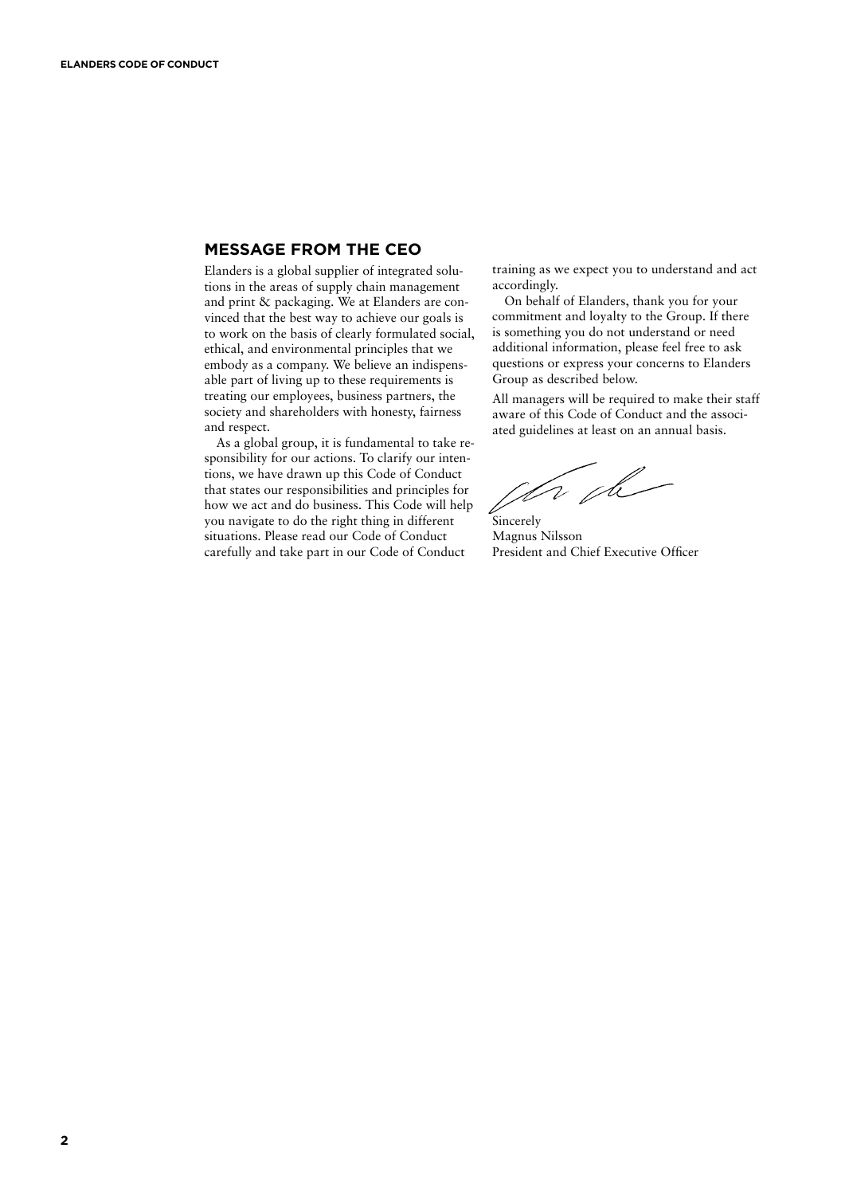## MESSAGE FROM THE CEO

Elanders is a global supplier of integrated solutions in the areas of supply chain management and print & packaging. We at Elanders are convinced that the best way to achieve our goals is to work on the basis of clearly formulated social, ethical, and environmental principles that we embody as a company. We believe an indispensable part of living up to these requirements is treating our employees, business partners, the society and shareholders with honesty, fairness and respect.

As a global group, it is fundamental to take responsibility for our actions. To clarify our intentions, we have drawn up this Code of Conduct that states our responsibilities and principles for how we act and do business. This Code will help you navigate to do the right thing in different situations. Please read our Code of Conduct carefully and take part in our Code of Conduct training as we expect you to understand and act accordingly.

On behalf of Elanders, thank you for your commitment and loyalty to the Group. If there is something you do not understand or need additional information, please feel free to ask questions or express your concerns to Elanders Group as described below.

All managers will be required to make their staff aware of this Code of Conduct and the associated guidelines at least on an annual basis.

Sincerely
Magnus Nilsson
President and Chief Executive Officer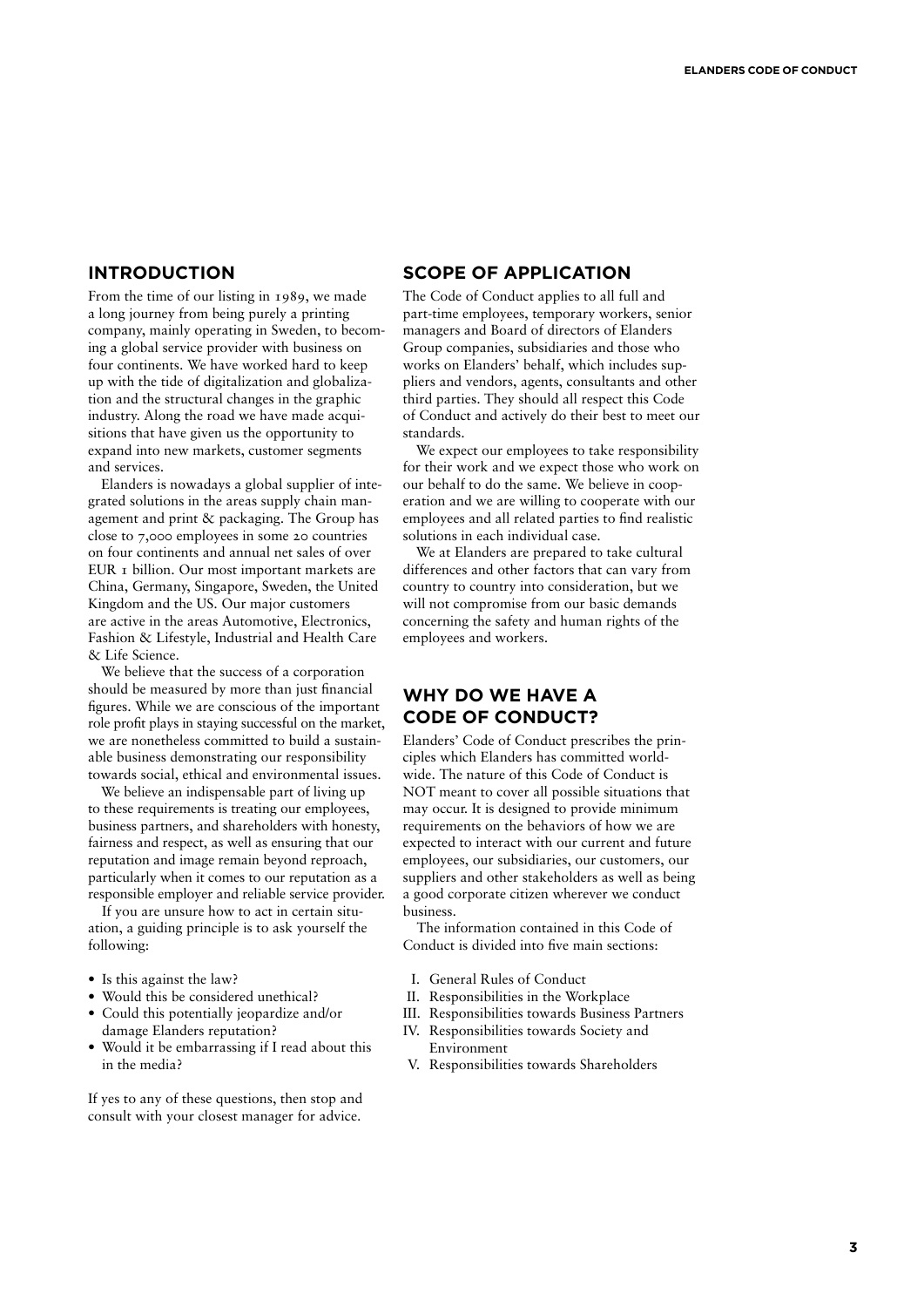## INTRODUCTION

From the time of our listing in 1989, we made a long journey from being purely a printing company, mainly operating in Sweden, to becoming a global service provider with business on four continents. We have worked hard to keep up with the tide of digitalization and globalization and the structural changes in the graphic industry. Along the road we have made acquisitions that have given us the opportunity to expand into new markets, customer segments and services.

Elanders is nowadays a global supplier of integrated solutions in the areas supply chain management and print & packaging. The Group has close to 7,000 employees in some 20 countries on four continents and annual net sales of over EUR 1 billion. Our most important markets are China, Germany, Singapore, Sweden, the United Kingdom and the US. Our major customers are active in the areas Automotive, Electronics, Fashion & Lifestyle, Industrial and Health Care & Life Science.

We believe that the success of a corporation should be measured by more than just financial figures. While we are conscious of the important role profit plays in staying successful on the market, we are nonetheless committed to build a sustainable business demonstrating our responsibility towards social, ethical and environmental issues.

We believe an indispensable part of living up to these requirements is treating our employees, business partners, and shareholders with honesty, fairness and respect, as well as ensuring that our reputation and image remain beyond reproach, particularly when it comes to our reputation as a responsible employer and reliable service provider.

If you are unsure how to act in certain situation, a guiding principle is to ask yourself the following:

- Is this against the law?
- Would this be considered unethical?
- Could this potentially jeopardize and/or damage Elanders reputation?
- Would it be embarrassing if I read about this in the media?

If yes to any of these questions, then stop and consult with your closest manager for advice.

## SCOPE OF APPLICATION

The Code of Conduct applies to all full and part-time employees, temporary workers, senior managers and Board of directors of Elanders Group companies, subsidiaries and those who works on Elanders' behalf, which includes suppliers and vendors, agents, consultants and other third parties. They should all respect this Code of Conduct and actively do their best to meet our standards.

We expect our employees to take responsibility for their work and we expect those who work on our behalf to do the same. We believe in cooperation and we are willing to cooperate with our employees and all related parties to find realistic solutions in each individual case.

We at Elanders are prepared to take cultural differences and other factors that can vary from country to country into consideration, but we will not compromise from our basic demands concerning the safety and human rights of the employees and workers.

## WHY DO WE HAVE A CODE OF CONDUCT?

Elanders' Code of Conduct prescribes the principles which Elanders has committed worldwide. The nature of this Code of Conduct is NOT meant to cover all possible situations that may occur. It is designed to provide minimum requirements on the behaviors of how we are expected to interact with our current and future employees, our subsidiaries, our customers, our suppliers and other stakeholders as well as being a good corporate citizen wherever we conduct business.

The information contained in this Code of Conduct is divided into five main sections:

I. General Rules of Conduct
II. Responsibilities in the Workplace
III. Responsibilities towards Business Partners
IV. Responsibilities towards Society and Environment
V. Responsibilities towards Shareholders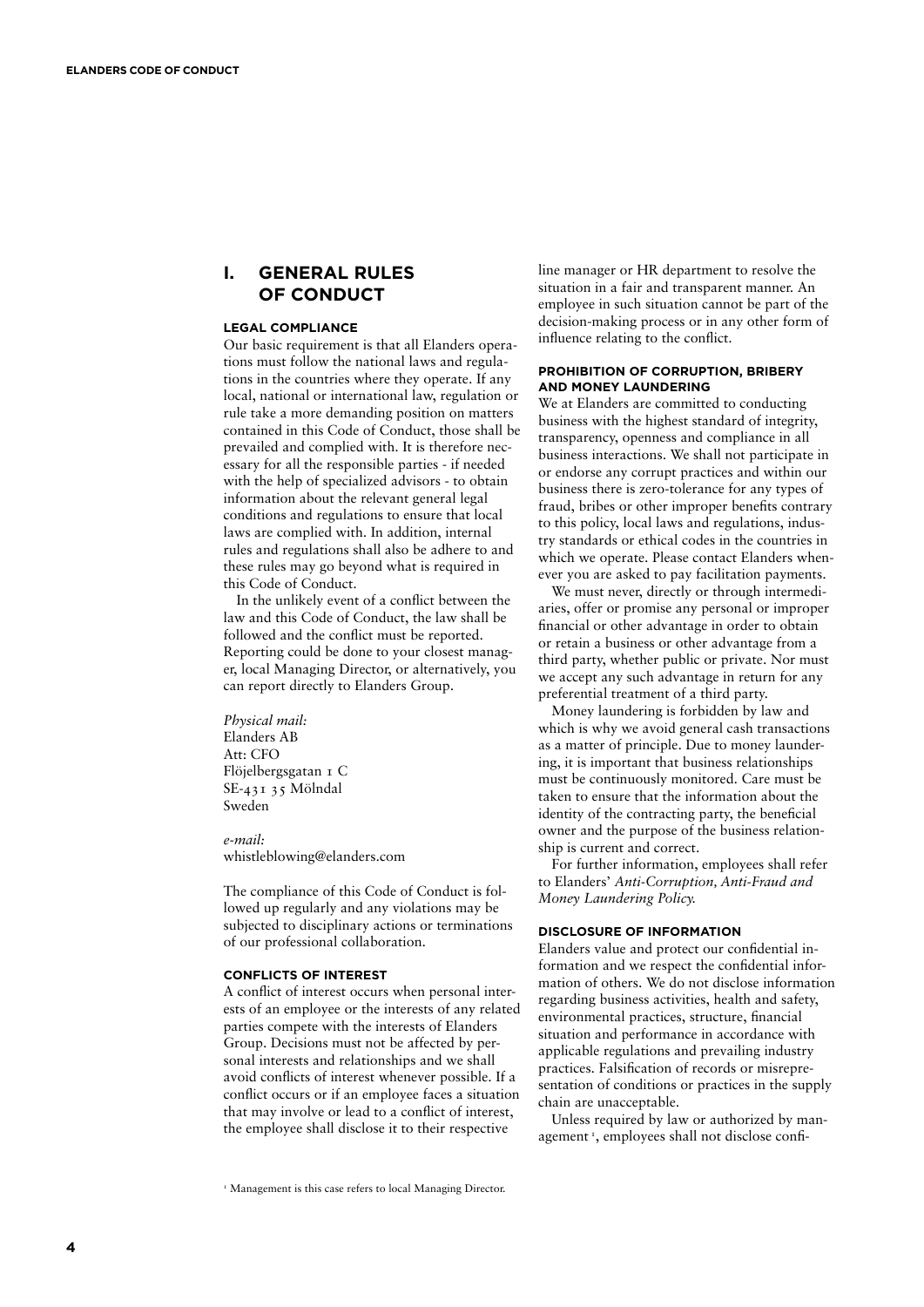# I. GENERAL RULES OF CONDUCT

### LEGAL COMPLIANCE

Our basic requirement is that all Elanders operations must follow the national laws and regulations in the countries where they operate. If any local, national or international law, regulation or rule take a more demanding position on matters contained in this Code of Conduct, those shall be prevailed and complied with. It is therefore necessary for all the responsible parties - if needed with the help of specialized advisors - to obtain information about the relevant general legal conditions and regulations to ensure that local laws are complied with. In addition, internal rules and regulations shall also be adhere to and these rules may go beyond what is required in this Code of Conduct.

In the unlikely event of a conflict between the law and this Code of Conduct, the law shall be followed and the conflict must be reported. Reporting could be done to your closest manager, local Managing Director, or alternatively, you can report directly to Elanders Group.

*Physical mail:*
Elanders AB
Att: CFO
Flöjelbergsgatan 1 C
SE-431 35 Mölndal
Sweden

*e-mail:*
whistleblowing@elanders.com

The compliance of this Code of Conduct is followed up regularly and any violations may be subjected to disciplinary actions or terminations of our professional collaboration.

### CONFLICTS OF INTEREST

A conflict of interest occurs when personal interests of an employee or the interests of any related parties compete with the interests of Elanders Group. Decisions must not be affected by personal interests and relationships and we shall avoid conflicts of interest whenever possible. If a conflict occurs or if an employee faces a situation that may involve or lead to a conflict of interest, the employee shall disclose it to their respective line manager or HR department to resolve the situation in a fair and transparent manner. An employee in such situation cannot be part of the decision-making process or in any other form of influence relating to the conflict.

### PROHIBITION OF CORRUPTION, BRIBERY AND MONEY LAUNDERING

We at Elanders are committed to conducting business with the highest standard of integrity, transparency, openness and compliance in all business interactions. We shall not participate in or endorse any corrupt practices and within our business there is zero-tolerance for any types of fraud, bribes or other improper benefits contrary to this policy, local laws and regulations, industry standards or ethical codes in the countries in which we operate. Please contact Elanders whenever you are asked to pay facilitation payments.

We must never, directly or through intermediaries, offer or promise any personal or improper financial or other advantage in order to obtain or retain a business or other advantage from a third party, whether public or private. Nor must we accept any such advantage in return for any preferential treatment of a third party.

Money laundering is forbidden by law and which is why we avoid general cash transactions as a matter of principle. Due to money laundering, it is important that business relationships must be continuously monitored. Care must be taken to ensure that the information about the identity of the contracting party, the beneficial owner and the purpose of the business relationship is current and correct.

For further information, employees shall refer to Elanders' *Anti-Corruption, Anti-Fraud and Money Laundering Policy.*

### DISCLOSURE OF INFORMATION

Elanders value and protect our confidential information and we respect the confidential information of others. We do not disclose information regarding business activities, health and safety, environmental practices, structure, financial situation and performance in accordance with applicable regulations and prevailing industry practices. Falsification of records or misrepresentation of conditions or practices in the supply chain are unacceptable.

Unless required by law or authorized by management [1], employees shall not disclose confi-

[1] Management is this case refers to local Managing Director.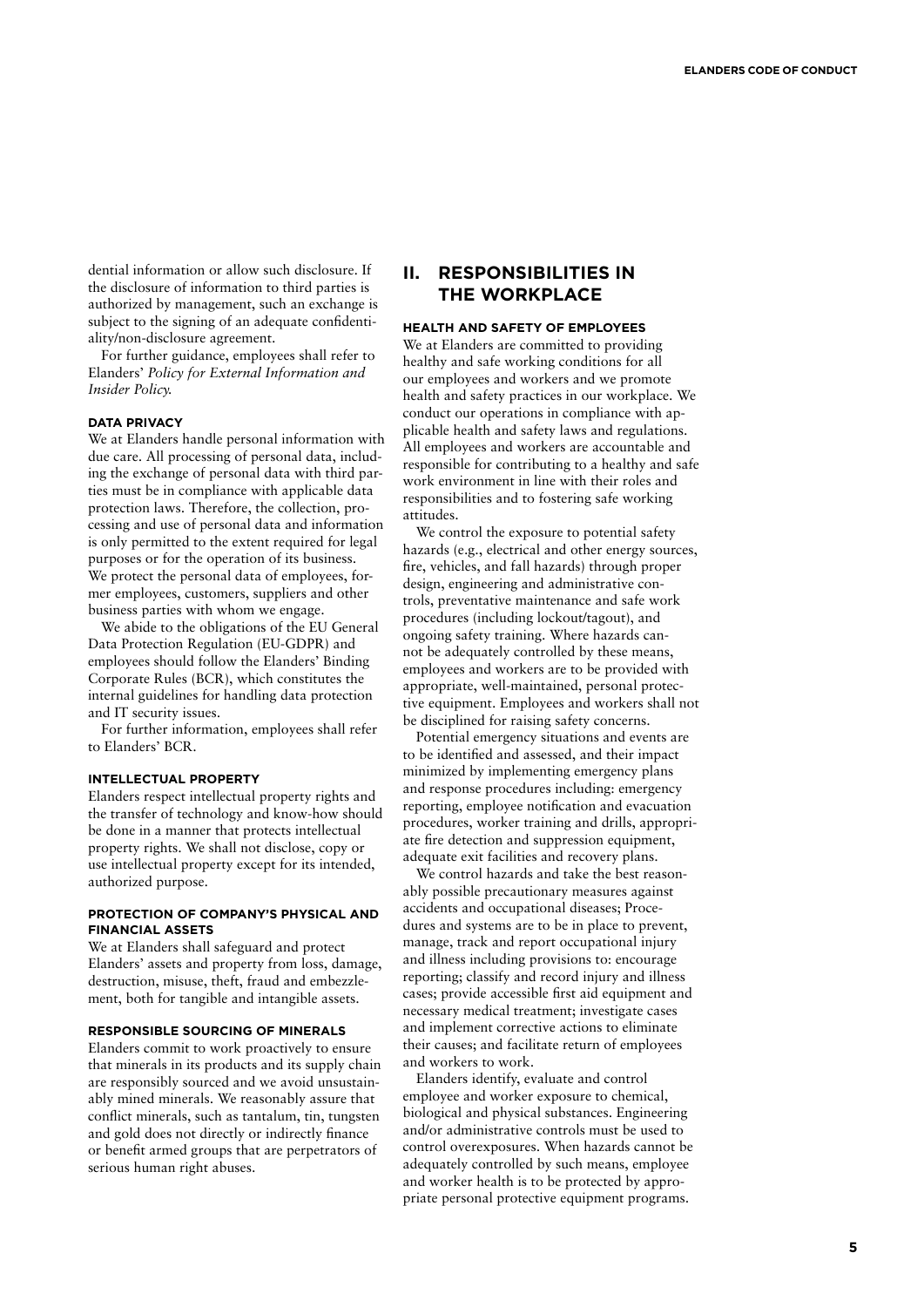dential information or allow such disclosure. If the disclosure of information to third parties is authorized by management, such an exchange is subject to the signing of an adequate confidentiality/non-disclosure agreement.

For further guidance, employees shall refer to Elanders' *Policy for External Information and Insider Policy.*

#### DATA PRIVACY

We at Elanders handle personal information with due care. All processing of personal data, including the exchange of personal data with third parties must be in compliance with applicable data protection laws. Therefore, the collection, processing and use of personal data and information is only permitted to the extent required for legal purposes or for the operation of its business. We protect the personal data of employees, former employees, customers, suppliers and other business parties with whom we engage.

We abide to the obligations of the EU General Data Protection Regulation (EU-GDPR) and employees should follow the Elanders' Binding Corporate Rules (BCR), which constitutes the internal guidelines for handling data protection and IT security issues.

For further information, employees shall refer to Elanders' BCR.

#### INTELLECTUAL PROPERTY

Elanders respect intellectual property rights and the transfer of technology and know-how should be done in a manner that protects intellectual property rights. We shall not disclose, copy or use intellectual property except for its intended, authorized purpose.

#### PROTECTION OF COMPANY'S PHYSICAL AND FINANCIAL ASSETS

We at Elanders shall safeguard and protect Elanders' assets and property from loss, damage, destruction, misuse, theft, fraud and embezzlement, both for tangible and intangible assets.

#### RESPONSIBLE SOURCING OF MINERALS

Elanders commit to work proactively to ensure that minerals in its products and its supply chain are responsibly sourced and we avoid unsustainably mined minerals. We reasonably assure that conflict minerals, such as tantalum, tin, tungsten and gold does not directly or indirectly finance or benefit armed groups that are perpetrators of serious human right abuses.

## II. RESPONSIBILITIES IN THE WORKPLACE

#### HEALTH AND SAFETY OF EMPLOYEES

We at Elanders are committed to providing healthy and safe working conditions for all our employees and workers and we promote health and safety practices in our workplace. We conduct our operations in compliance with applicable health and safety laws and regulations. All employees and workers are accountable and responsible for contributing to a healthy and safe work environment in line with their roles and responsibilities and to fostering safe working attitudes.

We control the exposure to potential safety hazards (e.g., electrical and other energy sources, fire, vehicles, and fall hazards) through proper design, engineering and administrative controls, preventative maintenance and safe work procedures (including lockout/tagout), and ongoing safety training. Where hazards cannot be adequately controlled by these means, employees and workers are to be provided with appropriate, well-maintained, personal protective equipment. Employees and workers shall not be disciplined for raising safety concerns.

Potential emergency situations and events are to be identified and assessed, and their impact minimized by implementing emergency plans and response procedures including: emergency reporting, employee notification and evacuation procedures, worker training and drills, appropriate fire detection and suppression equipment, adequate exit facilities and recovery plans.

We control hazards and take the best reasonably possible precautionary measures against accidents and occupational diseases; Procedures and systems are to be in place to prevent, manage, track and report occupational injury and illness including provisions to: encourage reporting; classify and record injury and illness cases; provide accessible first aid equipment and necessary medical treatment; investigate cases and implement corrective actions to eliminate their causes; and facilitate return of employees and workers to work.

Elanders identify, evaluate and control employee and worker exposure to chemical, biological and physical substances. Engineering and/or administrative controls must be used to control overexposures. When hazards cannot be adequately controlled by such means, employee and worker health is to be protected by appropriate personal protective equipment programs.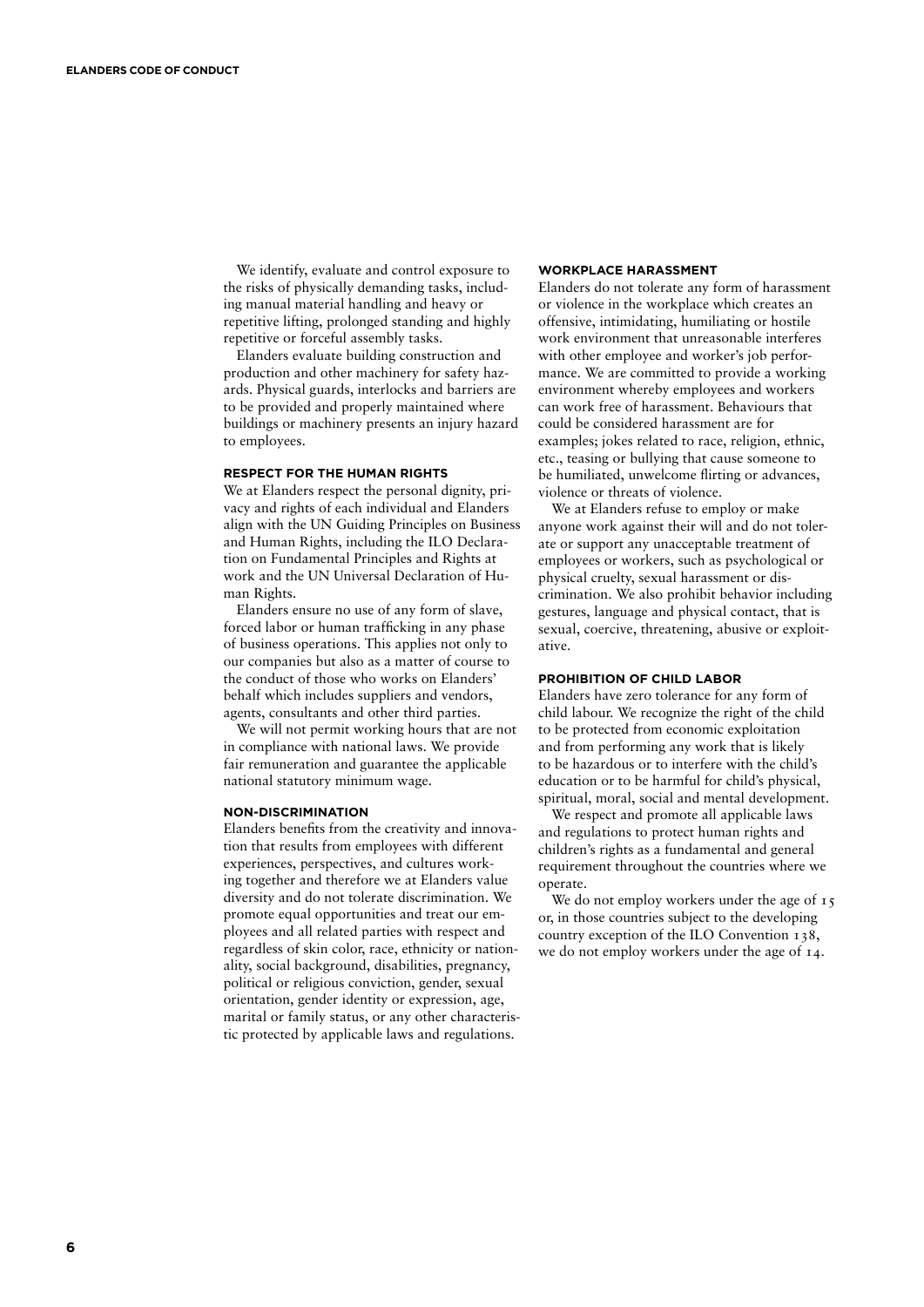We identify, evaluate and control exposure to the risks of physically demanding tasks, including manual material handling and heavy or repetitive lifting, prolonged standing and highly repetitive or forceful assembly tasks.

Elanders evaluate building construction and production and other machinery for safety hazards. Physical guards, interlocks and barriers are to be provided and properly maintained where buildings or machinery presents an injury hazard to employees.

### RESPECT FOR THE HUMAN RIGHTS

We at Elanders respect the personal dignity, privacy and rights of each individual and Elanders align with the UN Guiding Principles on Business and Human Rights, including the ILO Declaration on Fundamental Principles and Rights at work and the UN Universal Declaration of Human Rights.

Elanders ensure no use of any form of slave, forced labor or human trafficking in any phase of business operations. This applies not only to our companies but also as a matter of course to the conduct of those who works on Elanders' behalf which includes suppliers and vendors, agents, consultants and other third parties.

We will not permit working hours that are not in compliance with national laws. We provide fair remuneration and guarantee the applicable national statutory minimum wage.

### NON-DISCRIMINATION

Elanders benefits from the creativity and innovation that results from employees with different experiences, perspectives, and cultures working together and therefore we at Elanders value diversity and do not tolerate discrimination. We promote equal opportunities and treat our employees and all related parties with respect and regardless of skin color, race, ethnicity or nationality, social background, disabilities, pregnancy, political or religious conviction, gender, sexual orientation, gender identity or expression, age, marital or family status, or any other characteristic protected by applicable laws and regulations.

### WORKPLACE HARASSMENT

Elanders do not tolerate any form of harassment or violence in the workplace which creates an offensive, intimidating, humiliating or hostile work environment that unreasonable interferes with other employee and worker's job performance. We are committed to provide a working environment whereby employees and workers can work free of harassment. Behaviours that could be considered harassment are for examples; jokes related to race, religion, ethnic, etc., teasing or bullying that cause someone to be humiliated, unwelcome flirting or advances, violence or threats of violence.

We at Elanders refuse to employ or make anyone work against their will and do not tolerate or support any unacceptable treatment of employees or workers, such as psychological or physical cruelty, sexual harassment or discrimination. We also prohibit behavior including gestures, language and physical contact, that is sexual, coercive, threatening, abusive or exploitative.

### PROHIBITION OF CHILD LABOR

Elanders have zero tolerance for any form of child labour. We recognize the right of the child to be protected from economic exploitation and from performing any work that is likely to be hazardous or to interfere with the child's education or to be harmful for child's physical, spiritual, moral, social and mental development.

We respect and promote all applicable laws and regulations to protect human rights and children's rights as a fundamental and general requirement throughout the countries where we operate.

We do not employ workers under the age of 15 or, in those countries subject to the developing country exception of the ILO Convention 138, we do not employ workers under the age of 14.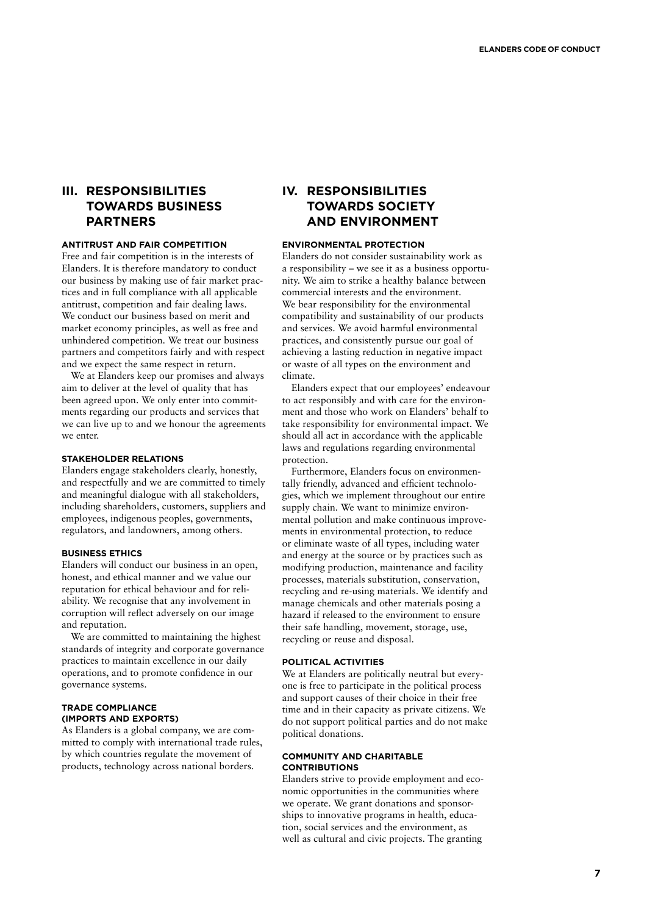## III. RESPONSIBILITIES TOWARDS BUSINESS PARTNERS

### ANTITRUST AND FAIR COMPETITION

Free and fair competition is in the interests of Elanders. It is therefore mandatory to conduct our business by making use of fair market practices and in full compliance with all applicable antitrust, competition and fair dealing laws. We conduct our business based on merit and market economy principles, as well as free and unhindered competition. We treat our business partners and competitors fairly and with respect and we expect the same respect in return.

We at Elanders keep our promises and always aim to deliver at the level of quality that has been agreed upon. We only enter into commitments regarding our products and services that we can live up to and we honour the agreements we enter.

### STAKEHOLDER RELATIONS

Elanders engage stakeholders clearly, honestly, and respectfully and we are committed to timely and meaningful dialogue with all stakeholders, including shareholders, customers, suppliers and employees, indigenous peoples, governments, regulators, and landowners, among others.

### BUSINESS ETHICS

Elanders will conduct our business in an open, honest, and ethical manner and we value our reputation for ethical behaviour and for reliability. We recognise that any involvement in corruption will reflect adversely on our image and reputation.

We are committed to maintaining the highest standards of integrity and corporate governance practices to maintain excellence in our daily operations, and to promote confidence in our governance systems.

### TRADE COMPLIANCE (IMPORTS AND EXPORTS)

As Elanders is a global company, we are committed to comply with international trade rules, by which countries regulate the movement of products, technology across national borders.

## IV. RESPONSIBILITIES TOWARDS SOCIETY AND ENVIRONMENT

### ENVIRONMENTAL PROTECTION

Elanders do not consider sustainability work as a responsibility – we see it as a business opportunity. We aim to strike a healthy balance between commercial interests and the environment. We bear responsibility for the environmental compatibility and sustainability of our products and services. We avoid harmful environmental practices, and consistently pursue our goal of achieving a lasting reduction in negative impact or waste of all types on the environment and climate.

Elanders expect that our employees' endeavour to act responsibly and with care for the environment and those who work on Elanders' behalf to take responsibility for environmental impact. We should all act in accordance with the applicable laws and regulations regarding environmental protection.

Furthermore, Elanders focus on environmentally friendly, advanced and efficient technologies, which we implement throughout our entire supply chain. We want to minimize environmental pollution and make continuous improvements in environmental protection, to reduce or eliminate waste of all types, including water and energy at the source or by practices such as modifying production, maintenance and facility processes, materials substitution, conservation, recycling and re-using materials. We identify and manage chemicals and other materials posing a hazard if released to the environment to ensure their safe handling, movement, storage, use, recycling or reuse and disposal.

### POLITICAL ACTIVITIES

We at Elanders are politically neutral but everyone is free to participate in the political process and support causes of their choice in their free time and in their capacity as private citizens. We do not support political parties and do not make political donations.

### COMMUNITY AND CHARITABLE CONTRIBUTIONS

Elanders strive to provide employment and economic opportunities in the communities where we operate. We grant donations and sponsorships to innovative programs in health, education, social services and the environment, as well as cultural and civic projects. The granting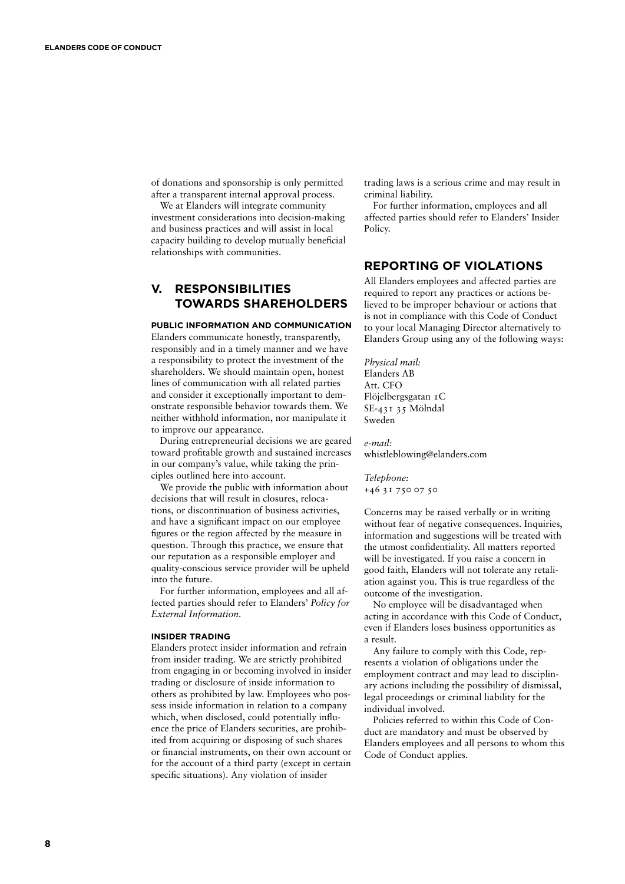of donations and sponsorship is only permitted after a transparent internal approval process.

We at Elanders will integrate community investment considerations into decision-making and business practices and will assist in local capacity building to develop mutually beneficial relationships with communities.

## V. RESPONSIBILITIES TOWARDS SHAREHOLDERS

#### PUBLIC INFORMATION AND COMMUNICATION

Elanders communicate honestly, transparently, responsibly and in a timely manner and we have a responsibility to protect the investment of the shareholders. We should maintain open, honest lines of communication with all related parties and consider it exceptionally important to demonstrate responsible behavior towards them. We neither withhold information, nor manipulate it to improve our appearance.

During entrepreneurial decisions we are geared toward profitable growth and sustained increases in our company's value, while taking the principles outlined here into account.

We provide the public with information about decisions that will result in closures, relocations, or discontinuation of business activities, and have a significant impact on our employee figures or the region affected by the measure in question. Through this practice, we ensure that our reputation as a responsible employer and quality-conscious service provider will be upheld into the future.

For further information, employees and all affected parties should refer to Elanders' *Policy for External Information.*

#### INSIDER TRADING

Elanders protect insider information and refrain from insider trading. We are strictly prohibited from engaging in or becoming involved in insider trading or disclosure of inside information to others as prohibited by law. Employees who possess inside information in relation to a company which, when disclosed, could potentially influence the price of Elanders securities, are prohibited from acquiring or disposing of such shares or financial instruments, on their own account or for the account of a third party (except in certain specific situations). Any violation of insider trading laws is a serious crime and may result in criminal liability.

For further information, employees and all affected parties should refer to Elanders' Insider Policy.

## REPORTING OF VIOLATIONS

All Elanders employees and affected parties are required to report any practices or actions believed to be improper behaviour or actions that is not in compliance with this Code of Conduct to your local Managing Director alternatively to Elanders Group using any of the following ways:

*Physical mail:*
Elanders AB
Att. CFO
Flöjelbergsgatan 1C
SE-431 35 Mölndal
Sweden

*e-mail:*
whistleblowing@elanders.com

*Telephone:*
+46 31 750 07 50

Concerns may be raised verbally or in writing without fear of negative consequences. Inquiries, information and suggestions will be treated with the utmost confidentiality. All matters reported will be investigated. If you raise a concern in good faith, Elanders will not tolerate any retaliation against you. This is true regardless of the outcome of the investigation.

No employee will be disadvantaged when acting in accordance with this Code of Conduct, even if Elanders loses business opportunities as a result.

Any failure to comply with this Code, represents a violation of obligations under the employment contract and may lead to disciplinary actions including the possibility of dismissal, legal proceedings or criminal liability for the individual involved.

Policies referred to within this Code of Conduct are mandatory and must be observed by Elanders employees and all persons to whom this Code of Conduct applies.